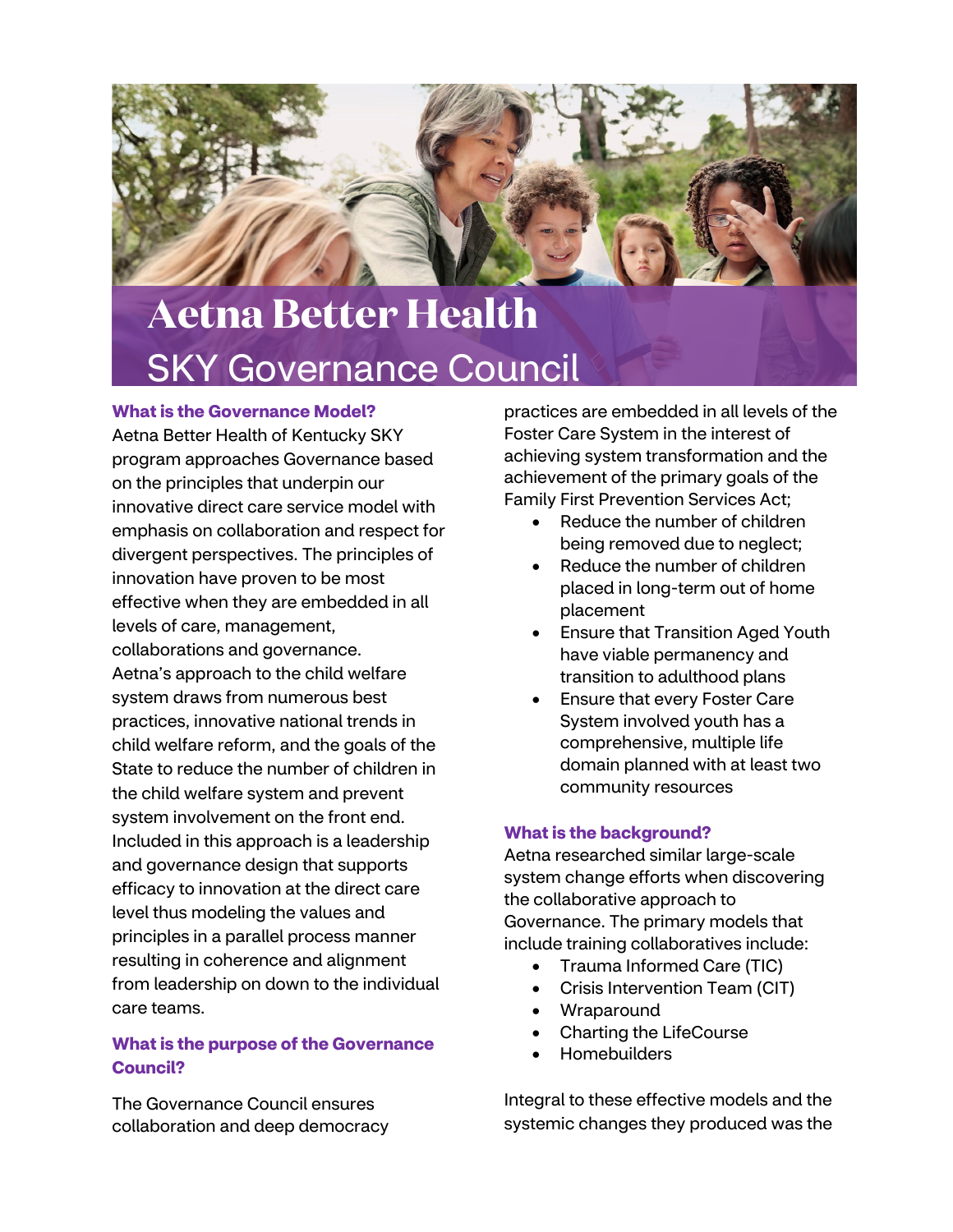# Aetna Better Health

## SKY Governance Council

### What is the Governance Model?

Aetna Better Health of Kentucky SKY program approaches Governance based on the principles that underpin our innovative direct care service model with emphasis on collaboration and respect for divergent perspectives. The principles of innovation have proven to be most effective when they are embedded in all levels of care, management, collaborations and governance. Aetna's approach to the child welfare system draws from numerous best practices, innovative national trends in child welfare reform, and the goals of the State to reduce the number of children in the child welfare system and prevent system involvement on the front end. Included in this approach is a leadership and governance design that supports efficacy to innovation at the direct care level thus modeling the values and principles in a parallel process manner resulting in coherence and alignment from leadership on down to the individual care teams.

### What is the purpose of the Governance Council?

The Governance Council ensures collaboration and deep democracy practices are embedded in all levels of the Foster Care System in the interest of achieving system transformation and the achievement of the primary goals of the Family First Prevention Services Act;

- Reduce the number of children being removed due to neglect;
- Reduce the number of children placed in long-term out of home placement
- Ensure that Transition Aged Youth have viable permanency and transition to adulthood plans
- Ensure that every Foster Care System involved youth has a comprehensive, multiple life domain planned with at least two community resources

### What is the background?

Aetna researched similar large-scale system change efforts when discovering the collaborative approach to Governance. The primary models that include training collaboratives include:

- Trauma Informed Care (TIC)
- Crisis Intervention Team (CIT)
- Wraparound
- Charting the LifeCourse
- Homebuilders

Integral to these effective models and the systemic changes they produced was the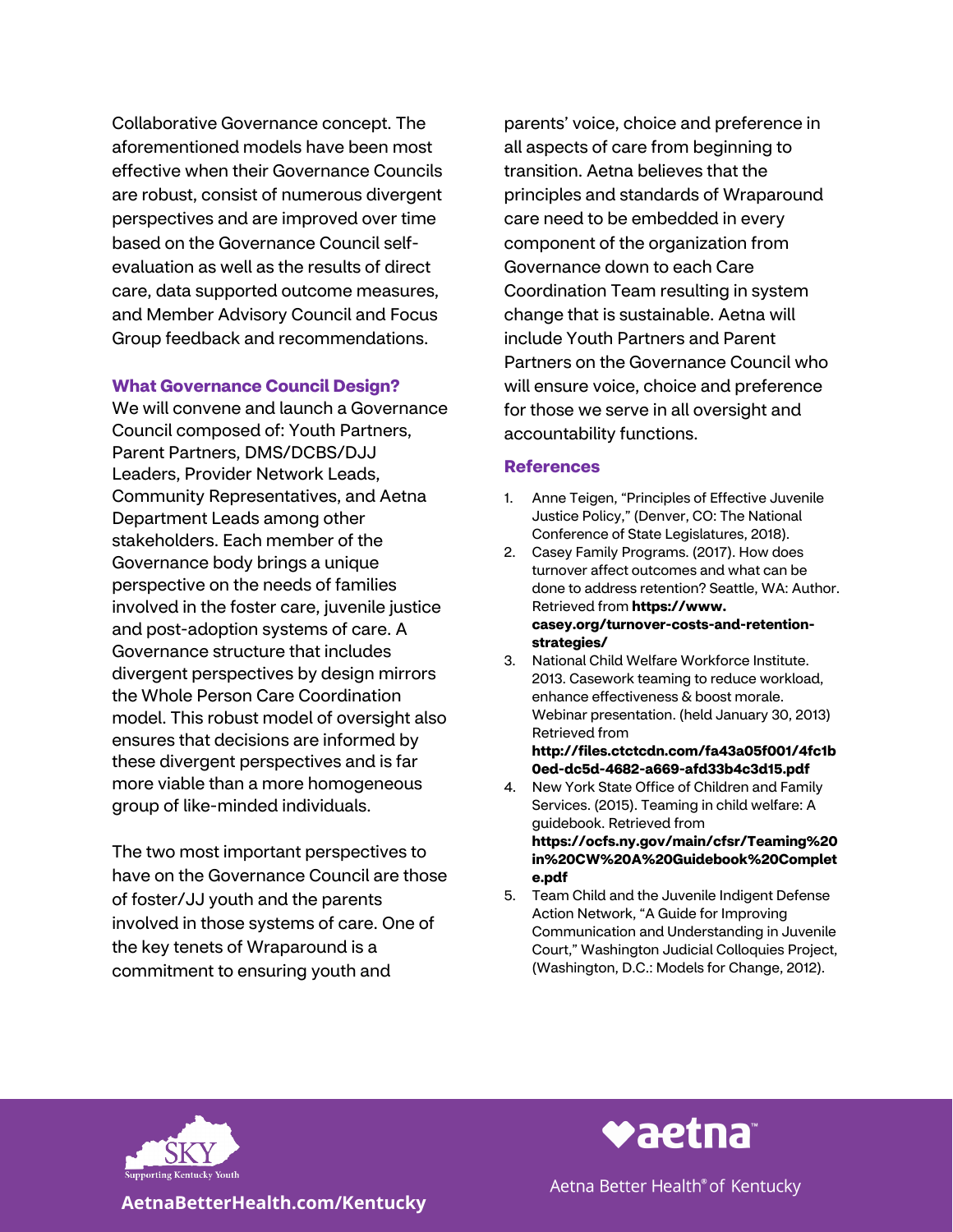Collaborative Governance concept. The aforementioned models have been most effective when their Governance Councils are robust, consist of numerous divergent perspectives and are improved over time based on the Governance Council self-evaluation as well as the results of direct care, data supported outcome measures, and Member Advisory Council and Focus Group feedback and recommendations.

### What Governance Council Design?

We will convene and launch a Governance Council composed of: Youth Partners, Parent Partners, DMS/DCBS/DJJ Leaders, Provider Network Leads, Community Representatives, and Aetna Department Leads among other stakeholders. Each member of the Governance body brings a unique perspective on the needs of families involved in the foster care, juvenile justice and post-adoption systems of care. A Governance structure that includes divergent perspectives by design mirrors the Whole Person Care Coordination model. This robust model of oversight also ensures that decisions are informed by these divergent perspectives and is far more viable than a more homogeneous group of like-minded individuals.

The two most important perspectives to have on the Governance Council are those of foster/JJ youth and the parents involved in those systems of care. One of the key tenets of Wraparound is a commitment to ensuring youth and parents' voice, choice and preference in all aspects of care from beginning to transition. Aetna believes that the principles and standards of Wraparound care need to be embedded in every component of the organization from Governance down to each Care Coordination Team resulting in system change that is sustainable. Aetna will include Youth Partners and Parent Partners on the Governance Council who will ensure voice, choice and preference for those we serve in all oversight and accountability functions.

### References

1. Anne Teigen, "Principles of Effective Juvenile Justice Policy," (Denver, CO: The National Conference of State Legislatures, 2018).
2. Casey Family Programs. (2017). How does turnover affect outcomes and what can be done to address retention? Seattle, WA: Author. Retrieved from **https://www.casey.org/turnover-costs-and-retention-strategies/**
3. National Child Welfare Workforce Institute. 2013. Casework teaming to reduce workload, enhance effectiveness & boost morale. Webinar presentation. (held January 30, 2013) Retrieved from **http://files.ctctcdn.com/fa43a05f001/4fc1b0ed-dc5d-4682-a669-afd33b4c3d15.pdf**
4. New York State Office of Children and Family Services. (2015). Teaming in child welfare: A guidebook. Retrieved from **https://ocfs.ny.gov/main/cfsr/Teaming%20in%20CW%20A%20Guidebook%20Complete.pdf**
5. Team Child and the Juvenile Indigent Defense Action Network, "A Guide for Improving Communication and Understanding in Juvenile Court," Washington Judicial Colloquies Project, (Washington, D.C.: Models for Change, 2012).